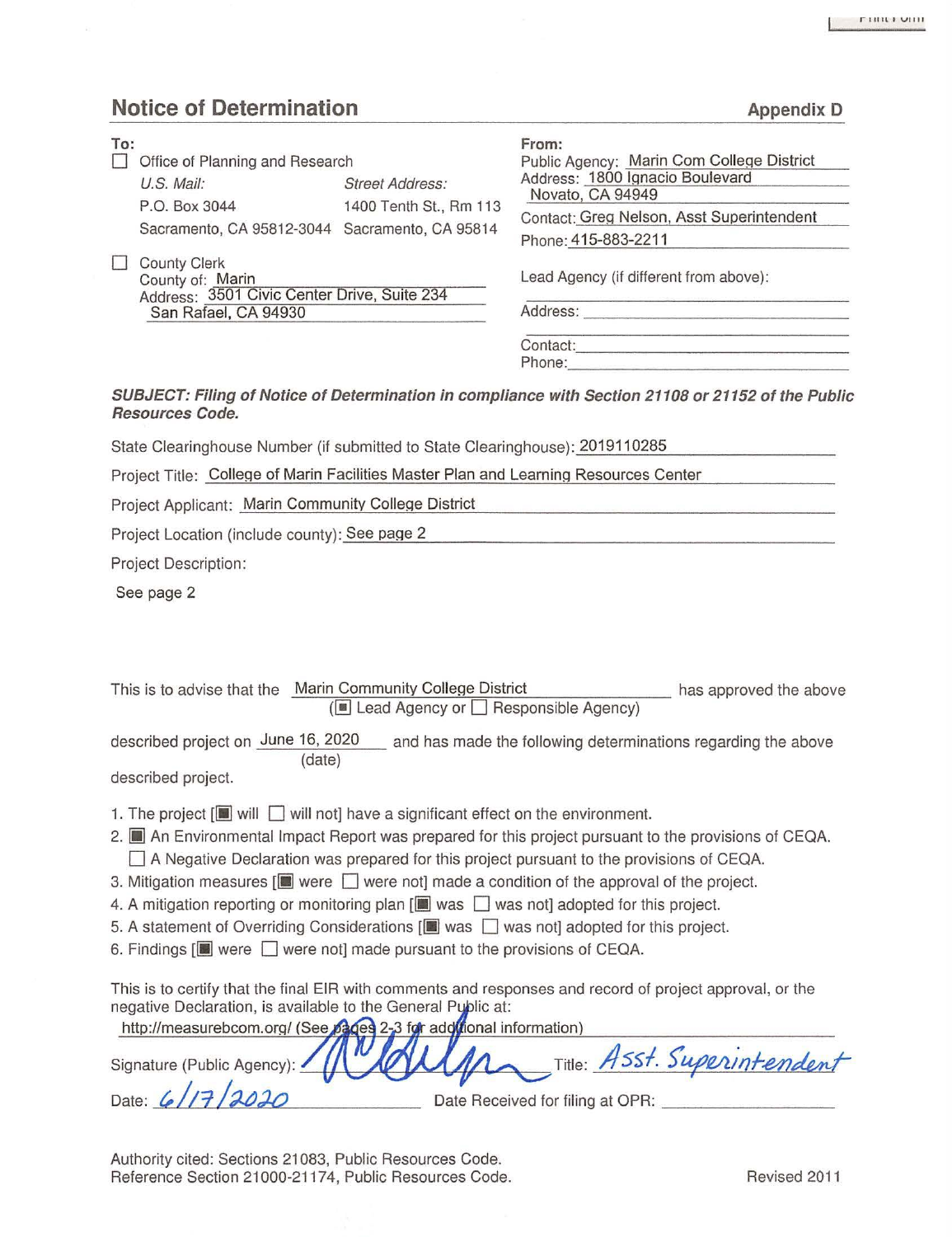## Notice of Determination

**Appendix D**

**To:**

☐ Office of Planning and Research

*U.S. Mail:*
P.O. Box 3044
Sacramento, CA 95812-3044

*Street Address:*
1400 Tenth St., Rm 113
Sacramento, CA 95814

☐ County Clerk
County of: Marin
Address: 3501 Civic Center Drive, Suite 234
San Rafael, CA 94930

**From:**

Public Agency: Marin Com College District
Address: 1800 Ignacio Boulevard
Novato, CA 94949
Contact: Greg Nelson, Asst Superintendent
Phone: 415-883-2211

Lead Agency (if different from above):

Address:

Contact:
Phone:

***SUBJECT: Filing of Notice of Determination in compliance with Section 21108 or 21152 of the Public Resources Code.***

State Clearinghouse Number (if submitted to State Clearinghouse): 2019110285

Project Title: College of Marin Facilities Master Plan and Learning Resources Center

Project Applicant: Marin Community College District

Project Location (include county): See page 2

Project Description:

See page 2

This is to advise that the Marin Community College District has approved the above
(■ Lead Agency or ☐ Responsible Agency)

described project on June 16, 2020 (date) and has made the following determinations regarding the above described project.

1. The project [■ will ☐ will not] have a significant effect on the environment.
2. ■ An Environmental Impact Report was prepared for this project pursuant to the provisions of CEQA.
   ☐ A Negative Declaration was prepared for this project pursuant to the provisions of CEQA.
3. Mitigation measures [■ were ☐ were not] made a condition of the approval of the project.
4. A mitigation reporting or monitoring plan [■ was ☐ was not] adopted for this project.
5. A statement of Overriding Considerations [■ was ☐ was not] adopted for this project.
6. Findings [■ were ☐ were not] made pursuant to the provisions of CEQA.

This is to certify that the final EIR with comments and responses and record of project approval, or the negative Declaration, is available to the General Public at:

http://measurebcom.org/ (See pages 2-3 for additional information)

Signature (Public Agency): [signature] Title: Asst. Superintendent

Date: 6/17/2020 Date Received for filing at OPR:

Authority cited: Sections 21083, Public Resources Code.
Reference Section 21000-21174, Public Resources Code.

Revised 2011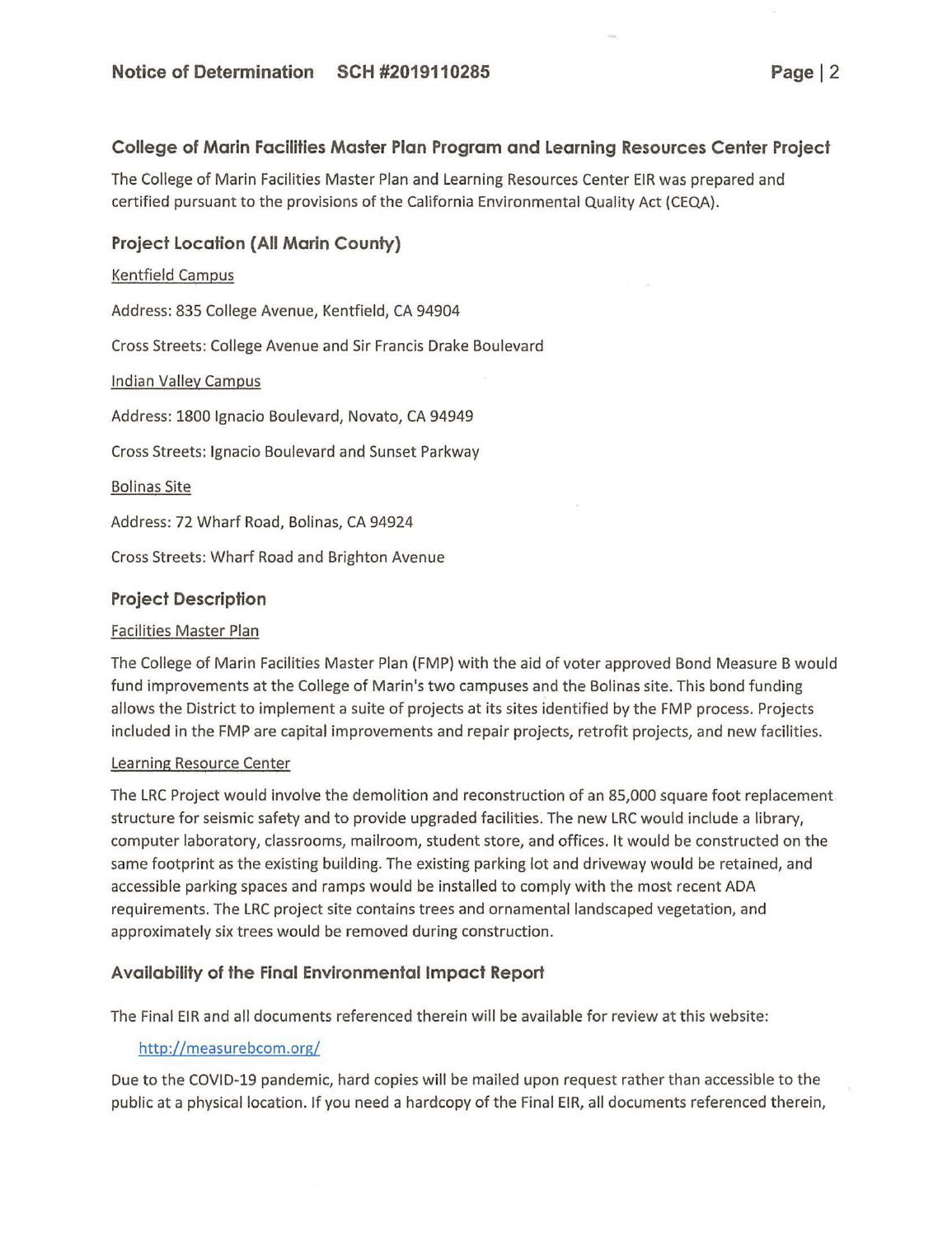## College of Marin Facilities Master Plan Program and Learning Resources Center Project

The College of Marin Facilities Master Plan and Learning Resources Center EIR was prepared and certified pursuant to the provisions of the California Environmental Quality Act (CEQA).

### Project Location (All Marin County)

Kentfield Campus

Address: 835 College Avenue, Kentfield, CA 94904

Cross Streets: College Avenue and Sir Francis Drake Boulevard

Indian Valley Campus

Address: 1800 Ignacio Boulevard, Novato, CA 94949

Cross Streets: Ignacio Boulevard and Sunset Parkway

Bolinas Site

Address: 72 Wharf Road, Bolinas, CA 94924

Cross Streets: Wharf Road and Brighton Avenue

### Project Description

Facilities Master Plan

The College of Marin Facilities Master Plan (FMP) with the aid of voter approved Bond Measure B would fund improvements at the College of Marin's two campuses and the Bolinas site. This bond funding allows the District to implement a suite of projects at its sites identified by the FMP process. Projects included in the FMP are capital improvements and repair projects, retrofit projects, and new facilities.

Learning Resource Center

The LRC Project would involve the demolition and reconstruction of an 85,000 square foot replacement structure for seismic safety and to provide upgraded facilities. The new LRC would include a library, computer laboratory, classrooms, mailroom, student store, and offices. It would be constructed on the same footprint as the existing building. The existing parking lot and driveway would be retained, and accessible parking spaces and ramps would be installed to comply with the most recent ADA requirements. The LRC project site contains trees and ornamental landscaped vegetation, and approximately six trees would be removed during construction.

### Availability of the Final Environmental Impact Report

The Final EIR and all documents referenced therein will be available for review at this website:

http://measurebcom.org/

Due to the COVID-19 pandemic, hard copies will be mailed upon request rather than accessible to the public at a physical location. If you need a hardcopy of the Final EIR, all documents referenced therein,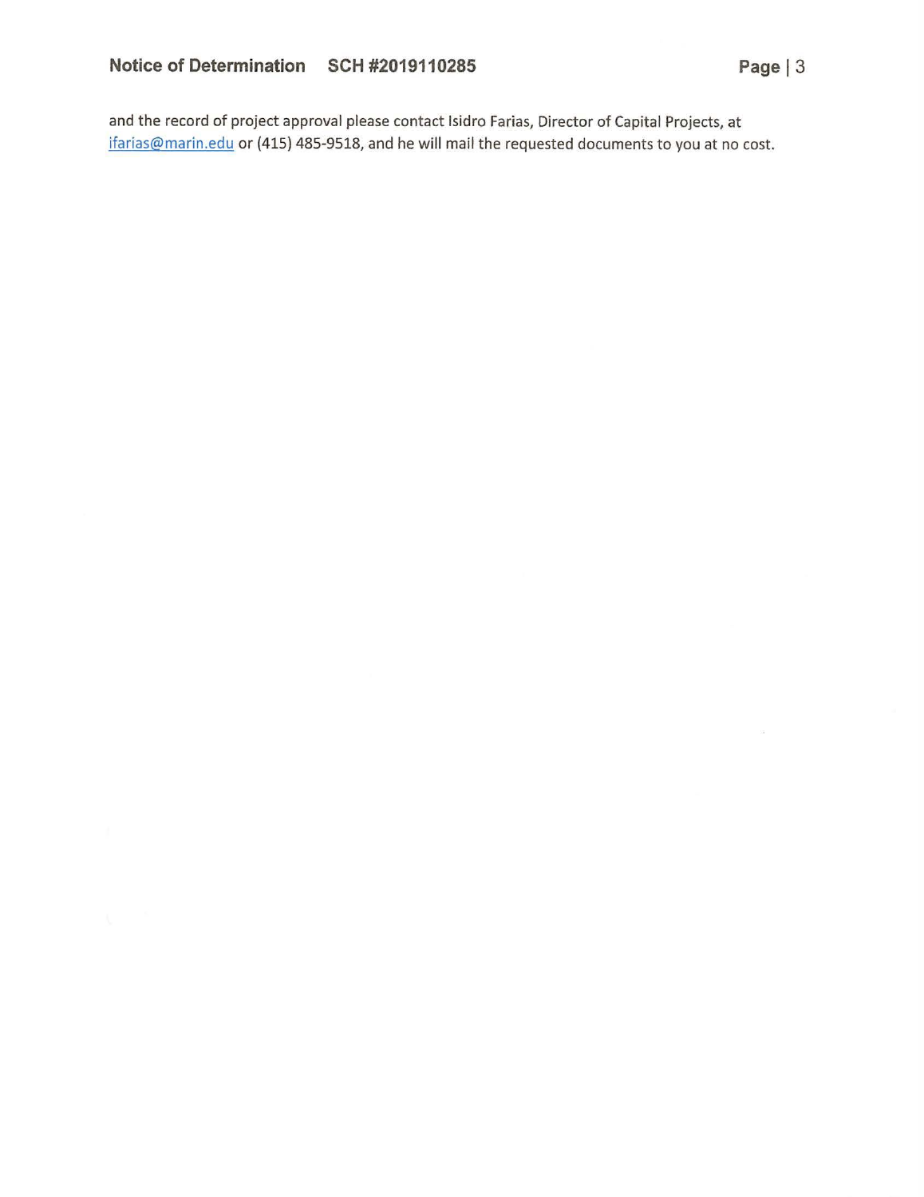and the record of project approval please contact Isidro Farias, Director of Capital Projects, at ifarias@marin.edu or (415) 485-9518, and he will mail the requested documents to you at no cost.